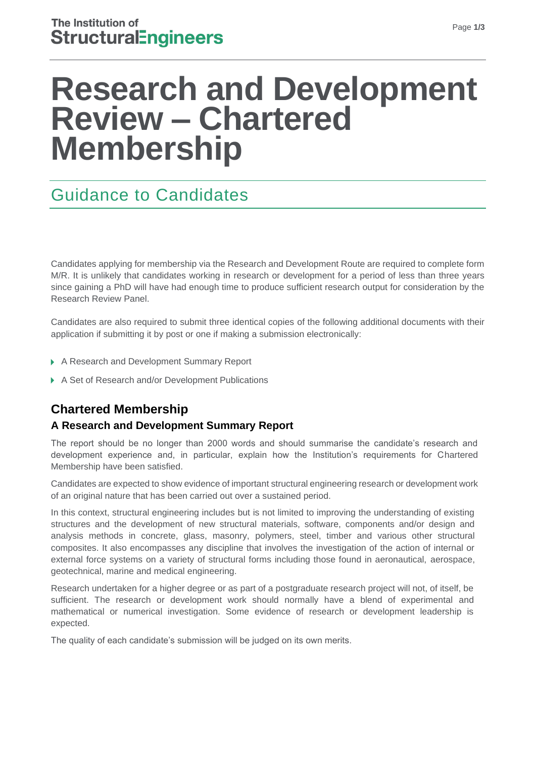# Research and Development Review – Chartered Membership

## Guidance to Candidates

Candidates applying for membership via the Research and Development Route are required to complete form M/R. It is unlikely that candidates working in research or development for a period of less than three years since gaining a PhD will have had enough time to produce sufficient research output for consideration by the Research Review Panel.

Candidates are also required to submit three identical copies of the following additional documents with their application if submitting it by post or one if making a submission electronically:

- A Research and Development Summary Report
- A Set of Research and/or Development Publications

## Chartered Membership

### A Research and Development Summary Report

The report should be no longer than 2000 words and should summarise the candidate's research and development experience and, in particular, explain how the Institution's requirements for Chartered Membership have been satisfied.

Candidates are expected to show evidence of important structural engineering research or development work of an original nature that has been carried out over a sustained period.

In this context, structural engineering includes but is not limited to improving the understanding of existing structures and the development of new structural materials, software, components and/or design and analysis methods in concrete, glass, masonry, polymers, steel, timber and various other structural composites. It also encompasses any discipline that involves the investigation of the action of internal or external force systems on a variety of structural forms including those found in aeronautical, aerospace, geotechnical, marine and medical engineering.

Research undertaken for a higher degree or as part of a postgraduate research project will not, of itself, be sufficient. The research or development work should normally have a blend of experimental and mathematical or numerical investigation. Some evidence of research or development leadership is expected.

The quality of each candidate's submission will be judged on its own merits.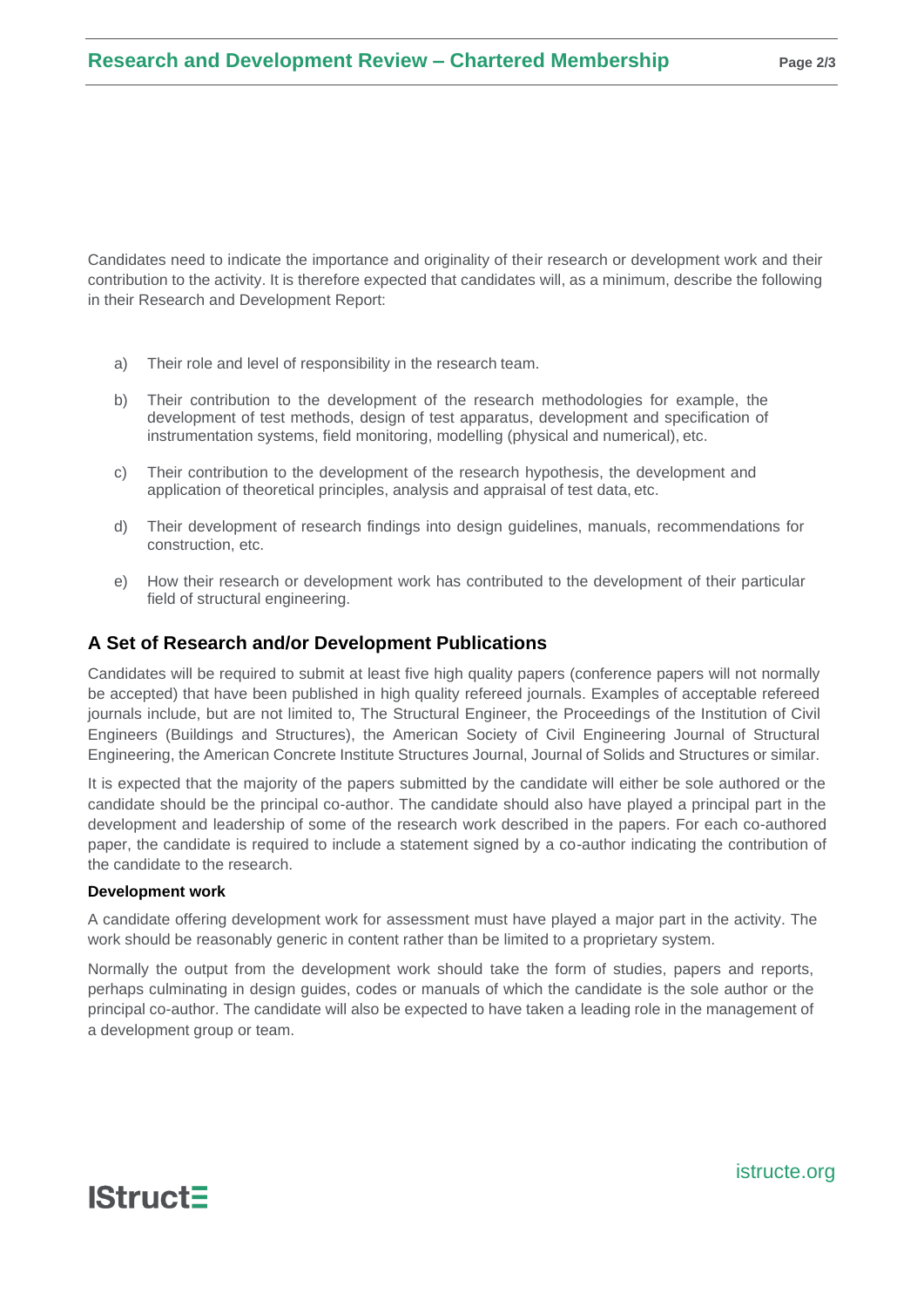Candidates need to indicate the importance and originality of their research or development work and their contribution to the activity. It is therefore expected that candidates will, as a minimum, describe the following in their Research and Development Report:

a) Their role and level of responsibility in the research team.

b) Their contribution to the development of the research methodologies for example, the development of test methods, design of test apparatus, development and specification of instrumentation systems, field monitoring, modelling (physical and numerical), etc.

c) Their contribution to the development of the research hypothesis, the development and application of theoretical principles, analysis and appraisal of test data, etc.

d) Their development of research findings into design guidelines, manuals, recommendations for construction, etc.

e) How their research or development work has contributed to the development of their particular field of structural engineering.

## A Set of Research and/or Development Publications

Candidates will be required to submit at least five high quality papers (conference papers will not normally be accepted) that have been published in high quality refereed journals. Examples of acceptable refereed journals include, but are not limited to, The Structural Engineer, the Proceedings of the Institution of Civil Engineers (Buildings and Structures), the American Society of Civil Engineering Journal of Structural Engineering, the American Concrete Institute Structures Journal, Journal of Solids and Structures or similar.

It is expected that the majority of the papers submitted by the candidate will either be sole authored or the candidate should be the principal co-author. The candidate should also have played a principal part in the development and leadership of some of the research work described in the papers. For each co-authored paper, the candidate is required to include a statement signed by a co-author indicating the contribution of the candidate to the research.

#### Development work

A candidate offering development work for assessment must have played a major part in the activity. The work should be reasonably generic in content rather than be limited to a proprietary system.

Normally the output from the development work should take the form of studies, papers and reports, perhaps culminating in design guides, codes or manuals of which the candidate is the sole author or the principal co-author. The candidate will also be expected to have taken a leading role in the management of a development group or team.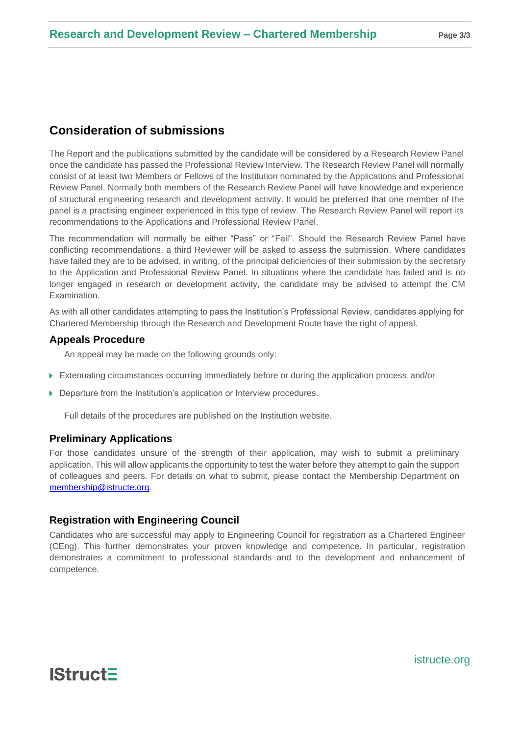## Consideration of submissions

The Report and the publications submitted by the candidate will be considered by a Research Review Panel once the candidate has passed the Professional Review Interview. The Research Review Panel will normally consist of at least two Members or Fellows of the Institution nominated by the Applications and Professional Review Panel. Normally both members of the Research Review Panel will have knowledge and experience of structural engineering research and development activity. It would be preferred that one member of the panel is a practising engineer experienced in this type of review. The Research Review Panel will report its recommendations to the Applications and Professional Review Panel.

The recommendation will normally be either "Pass" or "Fail". Should the Research Review Panel have conflicting recommendations, a third Reviewer will be asked to assess the submission. Where candidates have failed they are to be advised, in writing, of the principal deficiencies of their submission by the secretary to the Application and Professional Review Panel. In situations where the candidate has failed and is no longer engaged in research or development activity, the candidate may be advised to attempt the CM Examination.

As with all other candidates attempting to pass the Institution's Professional Review, candidates applying for Chartered Membership through the Research and Development Route have the right of appeal.

### Appeals Procedure

An appeal may be made on the following grounds only:

- Extenuating circumstances occurring immediately before or during the application process, and/or
- Departure from the Institution's application or Interview procedures.

Full details of the procedures are published on the Institution website.

### Preliminary Applications

For those candidates unsure of the strength of their application, may wish to submit a preliminary application. This will allow applicants the opportunity to test the water before they attempt to gain the support of colleagues and peers. For details on what to submit, please contact the Membership Department on membership@istructe.org.

### Registration with Engineering Council

Candidates who are successful may apply to Engineering Council for registration as a Chartered Engineer (CEng). This further demonstrates your proven knowledge and competence. In particular, registration demonstrates a commitment to professional standards and to the development and enhancement of competence.